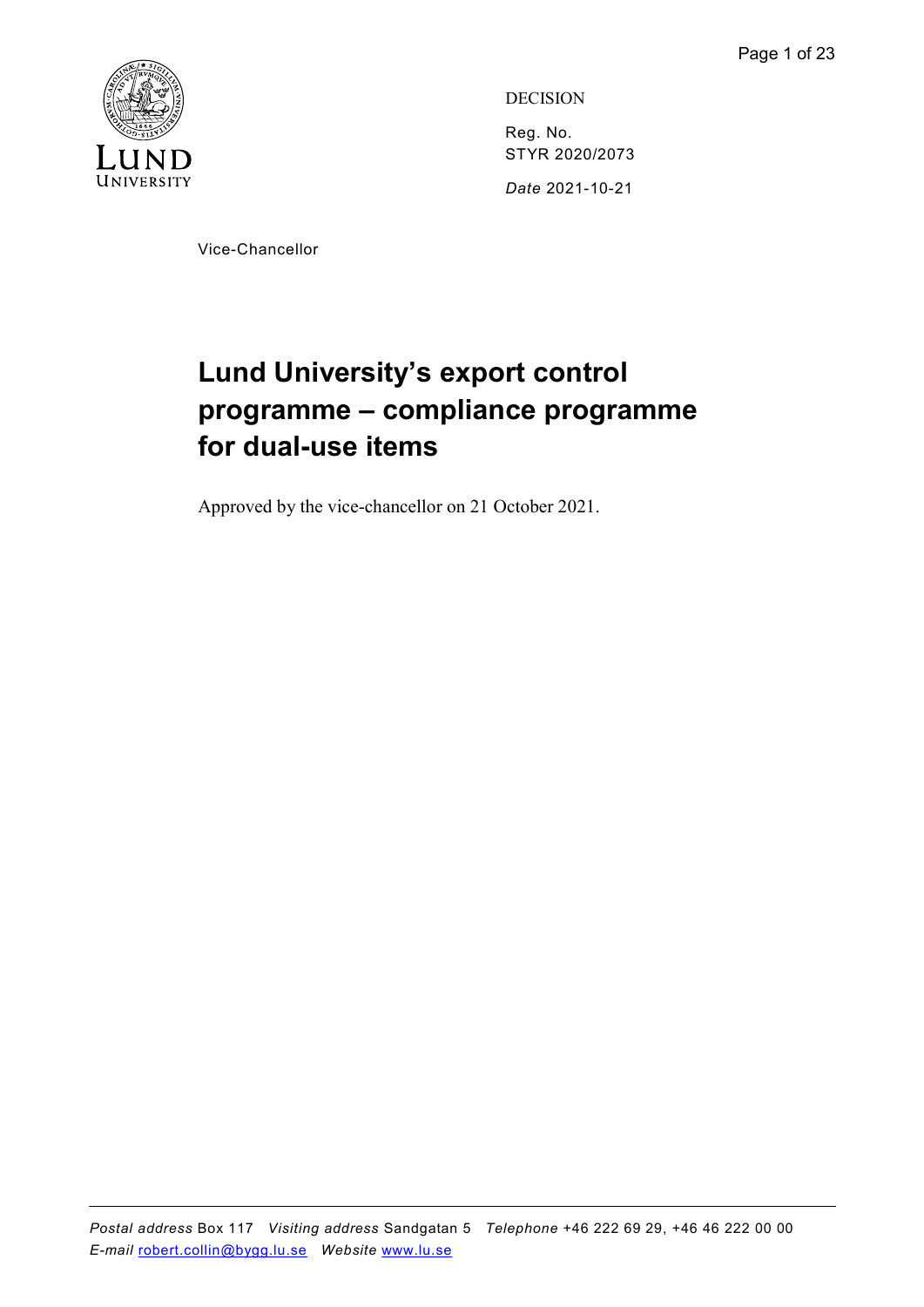DECISION

Reg. No.
STYR 2020/2073

*Date* 2021-10-21

Vice-Chancellor

# Lund University's export control programme – compliance programme for dual-use items

Approved by the vice-chancellor on 21 October 2021.

*Postal address* Box 117 *Visiting address* Sandgatan 5 *Telephone* +46 222 69 29, +46 46 222 00 00
*E-mail* robert.collin@bygg.lu.se *Website* www.lu.se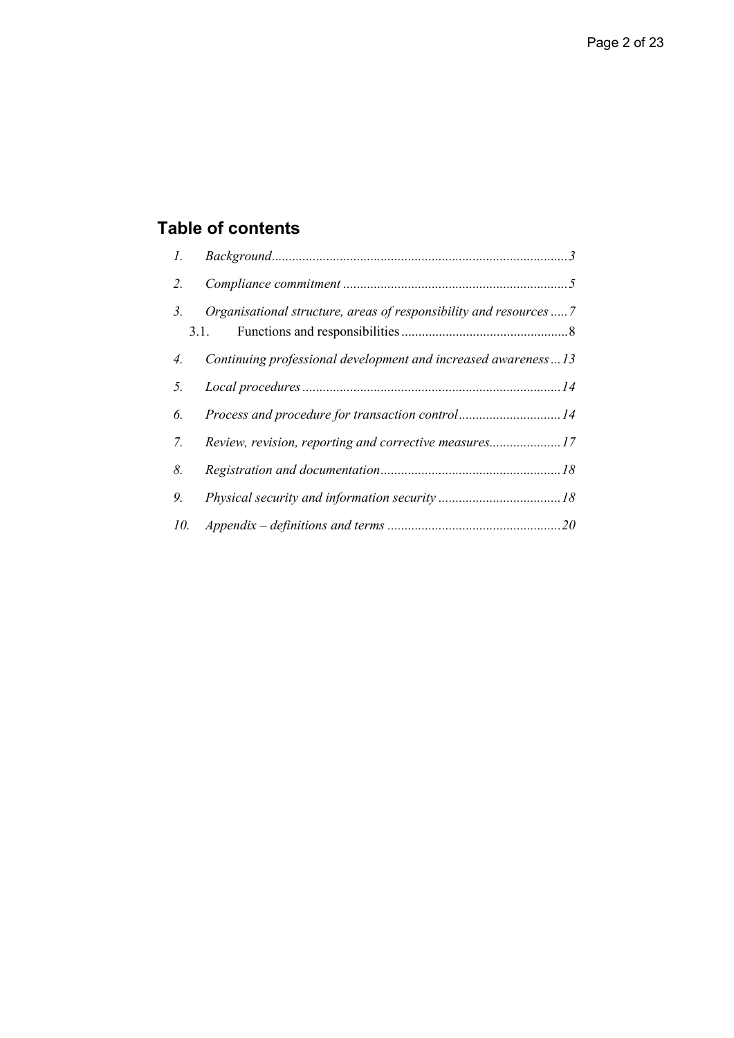## Table of contents

1. *Background* ...................................................................................... *3*
2. *Compliance commitment* ................................................................. *5*
3. *Organisational structure, areas of responsibility and resources* ..... *7*
   - 3.1. Functions and responsibilities ................................................ 8
4. *Continuing professional development and increased awareness* ... *13*
5. *Local procedures* ........................................................................... *14*
6. *Process and procedure for transaction control* ............................. *14*
7. *Review, revision, reporting and corrective measures* ..................... *17*
8. *Registration and documentation* ..................................................... *18*
9. *Physical security and information security* .................................... *18*
10. *Appendix – definitions and terms* ................................................... *20*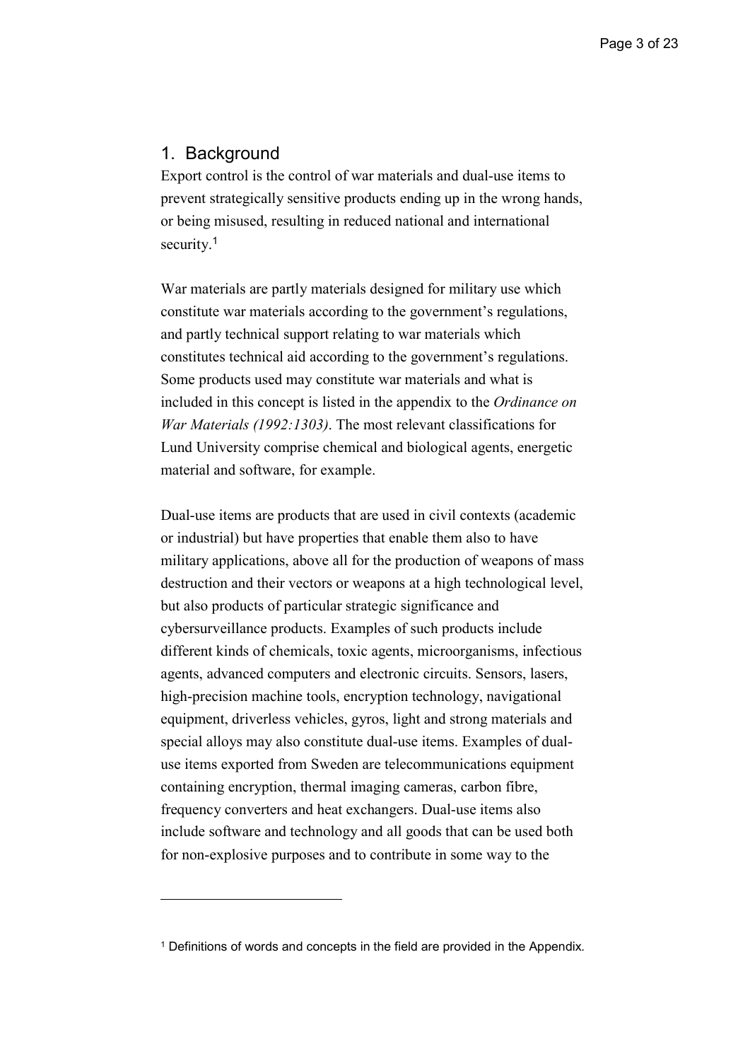## 1. Background

Export control is the control of war materials and dual-use items to prevent strategically sensitive products ending up in the wrong hands, or being misused, resulting in reduced national and international security.[1]

War materials are partly materials designed for military use which constitute war materials according to the government's regulations, and partly technical support relating to war materials which constitutes technical aid according to the government's regulations. Some products used may constitute war materials and what is included in this concept is listed in the appendix to the *Ordinance on War Materials (1992:1303)*. The most relevant classifications for Lund University comprise chemical and biological agents, energetic material and software, for example.

Dual-use items are products that are used in civil contexts (academic or industrial) but have properties that enable them also to have military applications, above all for the production of weapons of mass destruction and their vectors or weapons at a high technological level, but also products of particular strategic significance and cybersurveillance products. Examples of such products include different kinds of chemicals, toxic agents, microorganisms, infectious agents, advanced computers and electronic circuits. Sensors, lasers, high-precision machine tools, encryption technology, navigational equipment, driverless vehicles, gyros, light and strong materials and special alloys may also constitute dual-use items. Examples of dual-use items exported from Sweden are telecommunications equipment containing encryption, thermal imaging cameras, carbon fibre, frequency converters and heat exchangers. Dual-use items also include software and technology and all goods that can be used both for non-explosive purposes and to contribute in some way to the

---

[1] Definitions of words and concepts in the field are provided in the Appendix.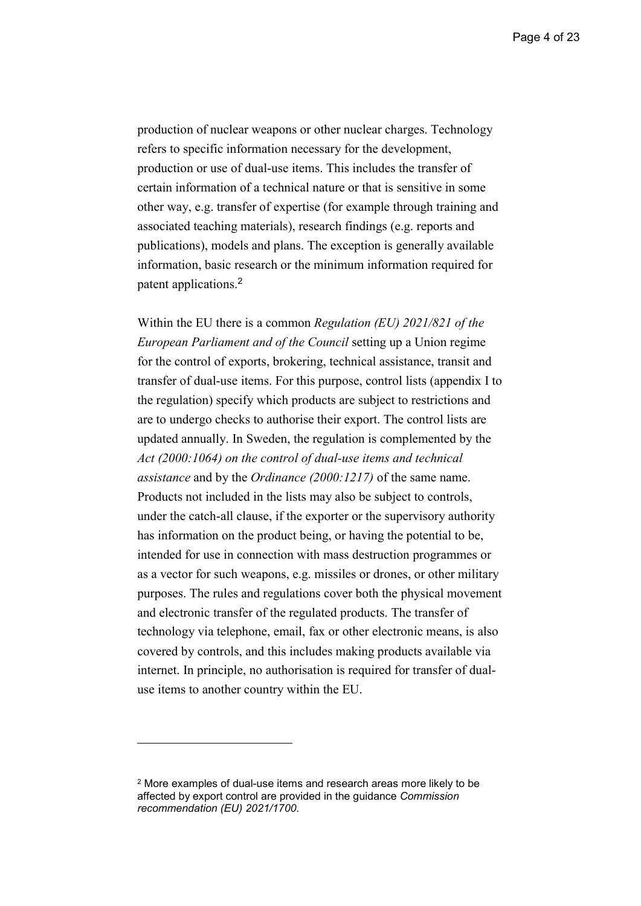production of nuclear weapons or other nuclear charges. Technology refers to specific information necessary for the development, production or use of dual-use items. This includes the transfer of certain information of a technical nature or that is sensitive in some other way, e.g. transfer of expertise (for example through training and associated teaching materials), research findings (e.g. reports and publications), models and plans. The exception is generally available information, basic research or the minimum information required for patent applications.[2]

Within the EU there is a common *Regulation (EU) 2021/821 of the European Parliament and of the Council* setting up a Union regime for the control of exports, brokering, technical assistance, transit and transfer of dual-use items. For this purpose, control lists (appendix I to the regulation) specify which products are subject to restrictions and are to undergo checks to authorise their export. The control lists are updated annually. In Sweden, the regulation is complemented by the *Act (2000:1064) on the control of dual-use items and technical assistance* and by the *Ordinance (2000:1217)* of the same name. Products not included in the lists may also be subject to controls, under the catch-all clause, if the exporter or the supervisory authority has information on the product being, or having the potential to be, intended for use in connection with mass destruction programmes or as a vector for such weapons, e.g. missiles or drones, or other military purposes. The rules and regulations cover both the physical movement and electronic transfer of the regulated products. The transfer of technology via telephone, email, fax or other electronic means, is also covered by controls, and this includes making products available via internet. In principle, no authorisation is required for transfer of dual-use items to another country within the EU.

---

[2] More examples of dual-use items and research areas more likely to be affected by export control are provided in the guidance *Commission recommendation (EU) 2021/1700*.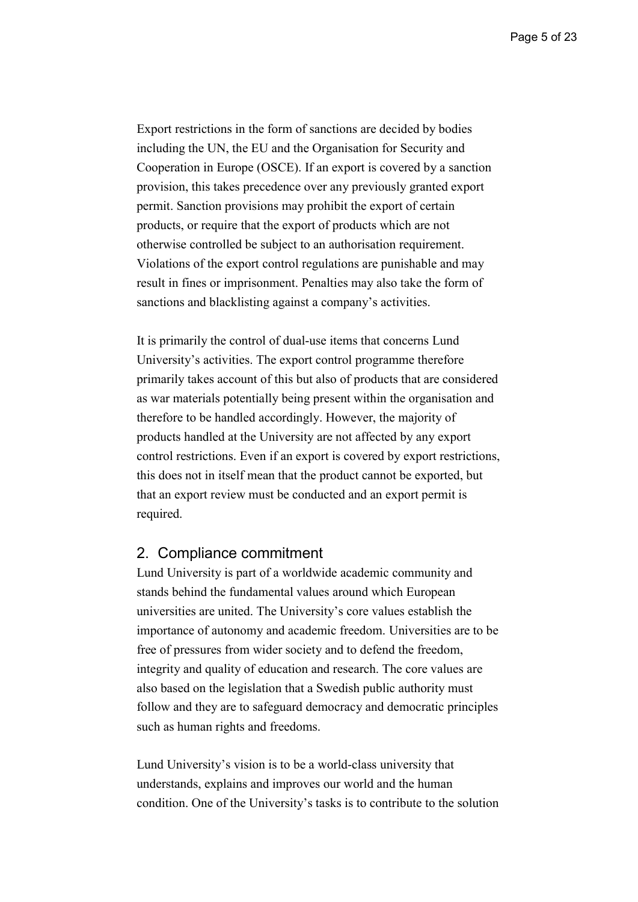Export restrictions in the form of sanctions are decided by bodies including the UN, the EU and the Organisation for Security and Cooperation in Europe (OSCE). If an export is covered by a sanction provision, this takes precedence over any previously granted export permit. Sanction provisions may prohibit the export of certain products, or require that the export of products which are not otherwise controlled be subject to an authorisation requirement. Violations of the export control regulations are punishable and may result in fines or imprisonment. Penalties may also take the form of sanctions and blacklisting against a company's activities.

It is primarily the control of dual-use items that concerns Lund University's activities. The export control programme therefore primarily takes account of this but also of products that are considered as war materials potentially being present within the organisation and therefore to be handled accordingly. However, the majority of products handled at the University are not affected by any export control restrictions. Even if an export is covered by export restrictions, this does not in itself mean that the product cannot be exported, but that an export review must be conducted and an export permit is required.

## 2. Compliance commitment

Lund University is part of a worldwide academic community and stands behind the fundamental values around which European universities are united. The University's core values establish the importance of autonomy and academic freedom. Universities are to be free of pressures from wider society and to defend the freedom, integrity and quality of education and research. The core values are also based on the legislation that a Swedish public authority must follow and they are to safeguard democracy and democratic principles such as human rights and freedoms.

Lund University's vision is to be a world-class university that understands, explains and improves our world and the human condition. One of the University's tasks is to contribute to the solution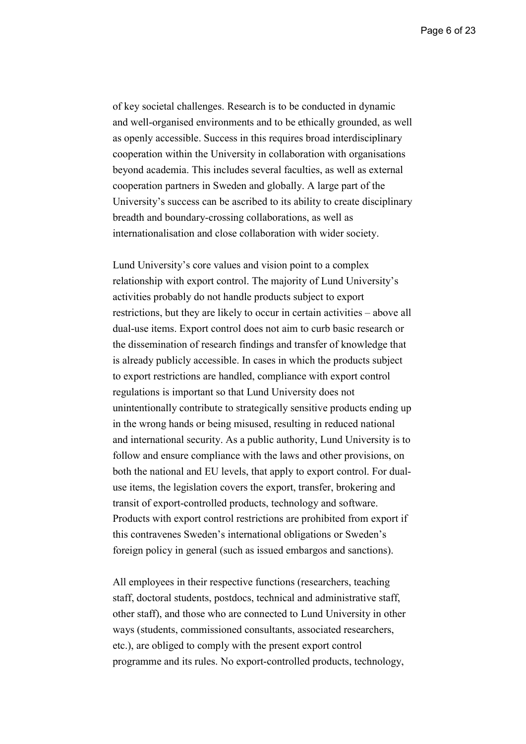of key societal challenges. Research is to be conducted in dynamic and well-organised environments and to be ethically grounded, as well as openly accessible. Success in this requires broad interdisciplinary cooperation within the University in collaboration with organisations beyond academia. This includes several faculties, as well as external cooperation partners in Sweden and globally. A large part of the University's success can be ascribed to its ability to create disciplinary breadth and boundary-crossing collaborations, as well as internationalisation and close collaboration with wider society.

Lund University's core values and vision point to a complex relationship with export control. The majority of Lund University's activities probably do not handle products subject to export restrictions, but they are likely to occur in certain activities – above all dual-use items. Export control does not aim to curb basic research or the dissemination of research findings and transfer of knowledge that is already publicly accessible. In cases in which the products subject to export restrictions are handled, compliance with export control regulations is important so that Lund University does not unintentionally contribute to strategically sensitive products ending up in the wrong hands or being misused, resulting in reduced national and international security. As a public authority, Lund University is to follow and ensure compliance with the laws and other provisions, on both the national and EU levels, that apply to export control. For dual-use items, the legislation covers the export, transfer, brokering and transit of export-controlled products, technology and software. Products with export control restrictions are prohibited from export if this contravenes Sweden's international obligations or Sweden's foreign policy in general (such as issued embargos and sanctions).

All employees in their respective functions (researchers, teaching staff, doctoral students, postdocs, technical and administrative staff, other staff), and those who are connected to Lund University in other ways (students, commissioned consultants, associated researchers, etc.), are obliged to comply with the present export control programme and its rules. No export-controlled products, technology,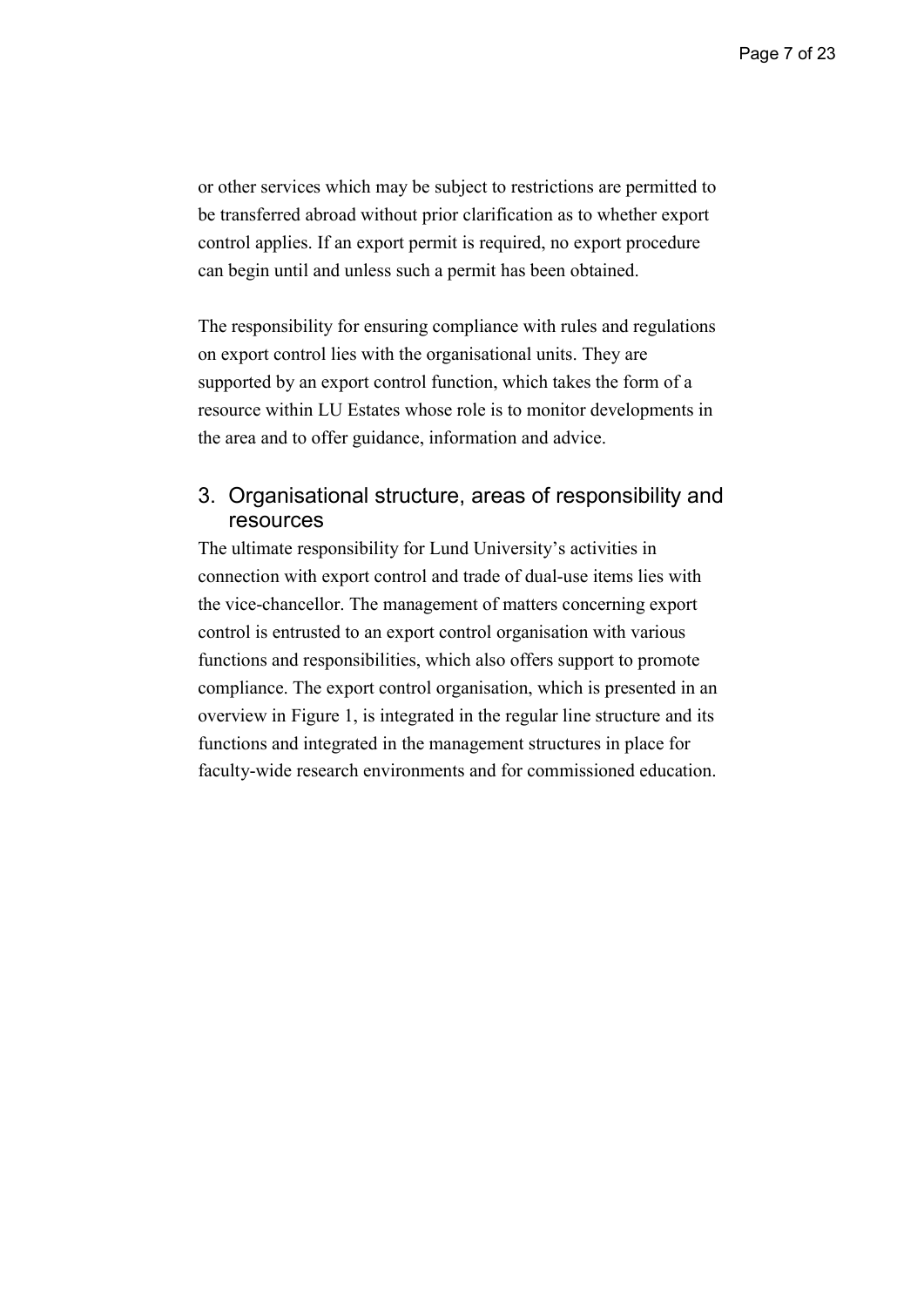or other services which may be subject to restrictions are permitted to be transferred abroad without prior clarification as to whether export control applies. If an export permit is required, no export procedure can begin until and unless such a permit has been obtained.

The responsibility for ensuring compliance with rules and regulations on export control lies with the organisational units. They are supported by an export control function, which takes the form of a resource within LU Estates whose role is to monitor developments in the area and to offer guidance, information and advice.

## 3. Organisational structure, areas of responsibility and resources

The ultimate responsibility for Lund University's activities in connection with export control and trade of dual-use items lies with the vice-chancellor. The management of matters concerning export control is entrusted to an export control organisation with various functions and responsibilities, which also offers support to promote compliance. The export control organisation, which is presented in an overview in Figure 1, is integrated in the regular line structure and its functions and integrated in the management structures in place for faculty-wide research environments and for commissioned education.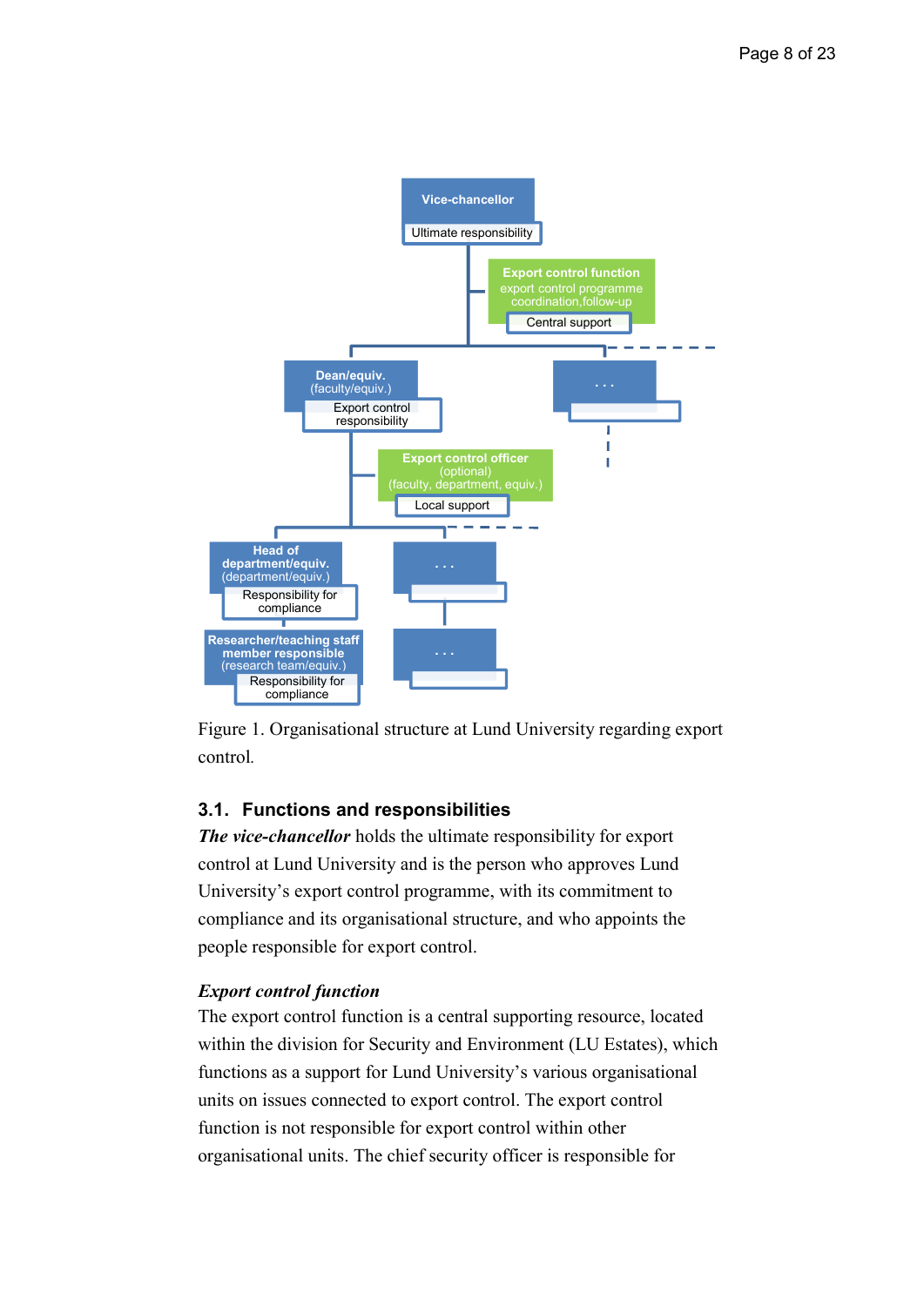Figure 1. Organisational structure at Lund University regarding export control.

### 3.1. Functions and responsibilities

***The vice-chancellor*** holds the ultimate responsibility for export control at Lund University and is the person who approves Lund University's export control programme, with its commitment to compliance and its organisational structure, and who appoints the people responsible for export control.

***Export control function***

The export control function is a central supporting resource, located within the division for Security and Environment (LU Estates), which functions as a support for Lund University's various organisational units on issues connected to export control. The export control function is not responsible for export control within other organisational units. The chief security officer is responsible for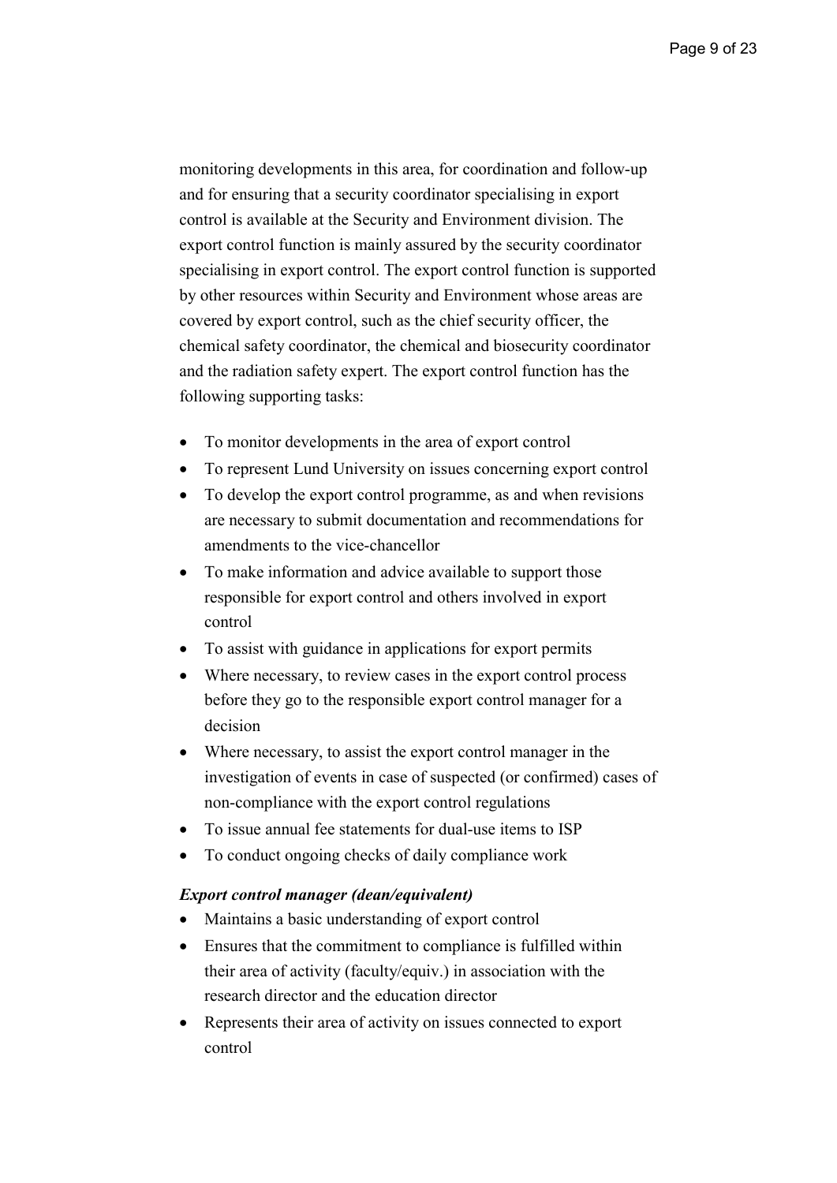monitoring developments in this area, for coordination and follow-up and for ensuring that a security coordinator specialising in export control is available at the Security and Environment division. The export control function is mainly assured by the security coordinator specialising in export control. The export control function is supported by other resources within Security and Environment whose areas are covered by export control, such as the chief security officer, the chemical safety coordinator, the chemical and biosecurity coordinator and the radiation safety expert. The export control function has the following supporting tasks:

- To monitor developments in the area of export control
- To represent Lund University on issues concerning export control
- To develop the export control programme, as and when revisions are necessary to submit documentation and recommendations for amendments to the vice-chancellor
- To make information and advice available to support those responsible for export control and others involved in export control
- To assist with guidance in applications for export permits
- Where necessary, to review cases in the export control process before they go to the responsible export control manager for a decision
- Where necessary, to assist the export control manager in the investigation of events in case of suspected (or confirmed) cases of non-compliance with the export control regulations
- To issue annual fee statements for dual-use items to ISP
- To conduct ongoing checks of daily compliance work

***Export control manager (dean/equivalent)***

- Maintains a basic understanding of export control
- Ensures that the commitment to compliance is fulfilled within their area of activity (faculty/equiv.) in association with the research director and the education director
- Represents their area of activity on issues connected to export control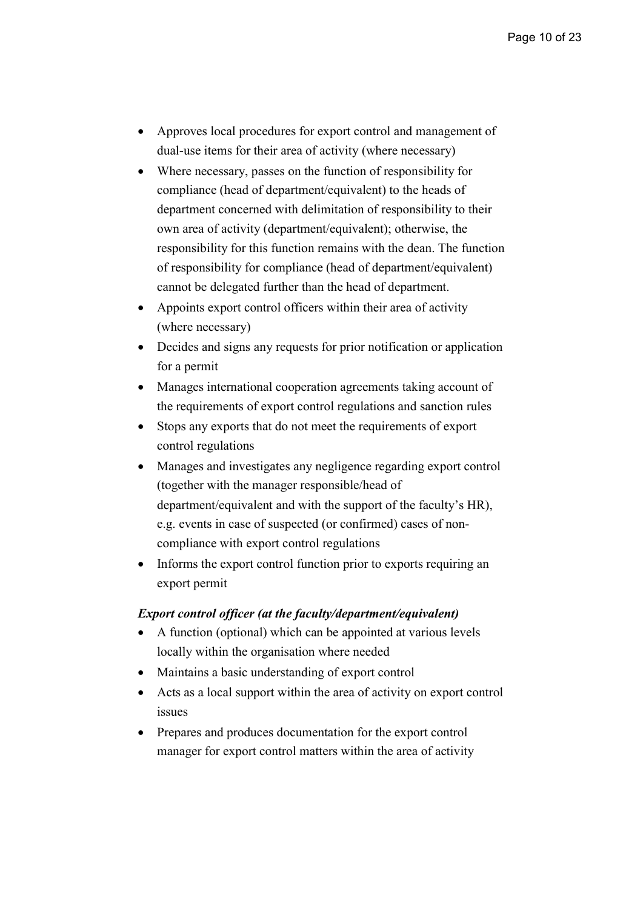- Approves local procedures for export control and management of dual-use items for their area of activity (where necessary)
- Where necessary, passes on the function of responsibility for compliance (head of department/equivalent) to the heads of department concerned with delimitation of responsibility to their own area of activity (department/equivalent); otherwise, the responsibility for this function remains with the dean. The function of responsibility for compliance (head of department/equivalent) cannot be delegated further than the head of department.
- Appoints export control officers within their area of activity (where necessary)
- Decides and signs any requests for prior notification or application for a permit
- Manages international cooperation agreements taking account of the requirements of export control regulations and sanction rules
- Stops any exports that do not meet the requirements of export control regulations
- Manages and investigates any negligence regarding export control (together with the manager responsible/head of department/equivalent and with the support of the faculty's HR), e.g. events in case of suspected (or confirmed) cases of non-compliance with export control regulations
- Informs the export control function prior to exports requiring an export permit

***Export control officer (at the faculty/department/equivalent)***

- A function (optional) which can be appointed at various levels locally within the organisation where needed
- Maintains a basic understanding of export control
- Acts as a local support within the area of activity on export control issues
- Prepares and produces documentation for the export control manager for export control matters within the area of activity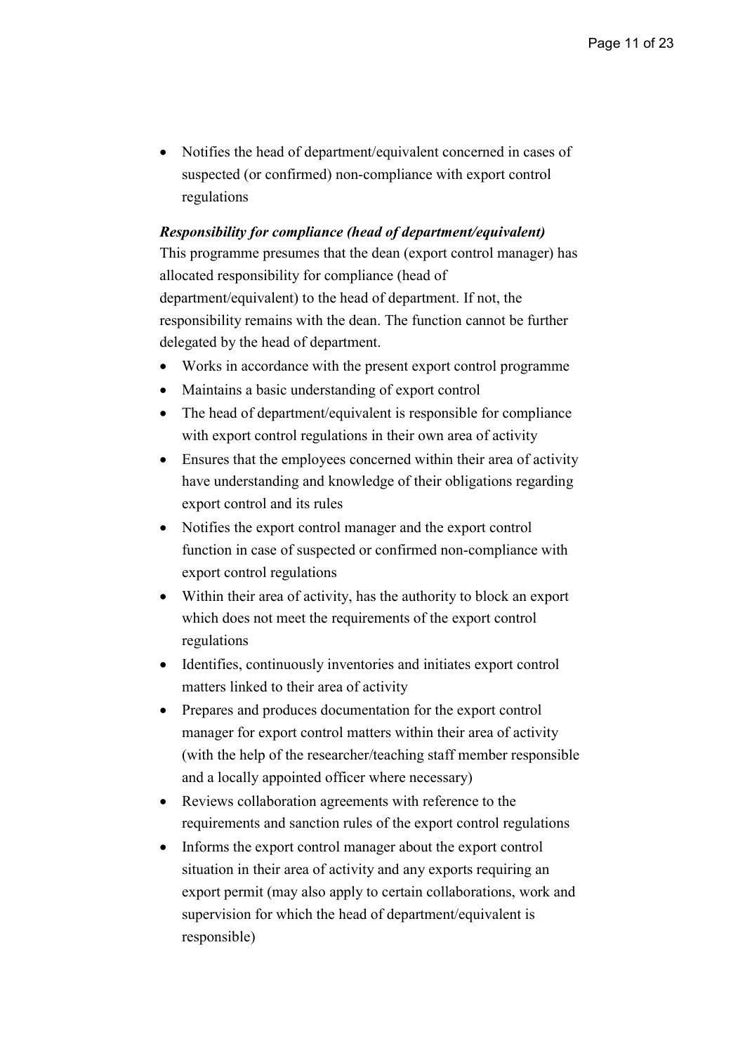- Notifies the head of department/equivalent concerned in cases of suspected (or confirmed) non-compliance with export control regulations

***Responsibility for compliance (head of department/equivalent)***

This programme presumes that the dean (export control manager) has allocated responsibility for compliance (head of department/equivalent) to the head of department. If not, the responsibility remains with the dean. The function cannot be further delegated by the head of department.

- Works in accordance with the present export control programme
- Maintains a basic understanding of export control
- The head of department/equivalent is responsible for compliance with export control regulations in their own area of activity
- Ensures that the employees concerned within their area of activity have understanding and knowledge of their obligations regarding export control and its rules
- Notifies the export control manager and the export control function in case of suspected or confirmed non-compliance with export control regulations
- Within their area of activity, has the authority to block an export which does not meet the requirements of the export control regulations
- Identifies, continuously inventories and initiates export control matters linked to their area of activity
- Prepares and produces documentation for the export control manager for export control matters within their area of activity (with the help of the researcher/teaching staff member responsible and a locally appointed officer where necessary)
- Reviews collaboration agreements with reference to the requirements and sanction rules of the export control regulations
- Informs the export control manager about the export control situation in their area of activity and any exports requiring an export permit (may also apply to certain collaborations, work and supervision for which the head of department/equivalent is responsible)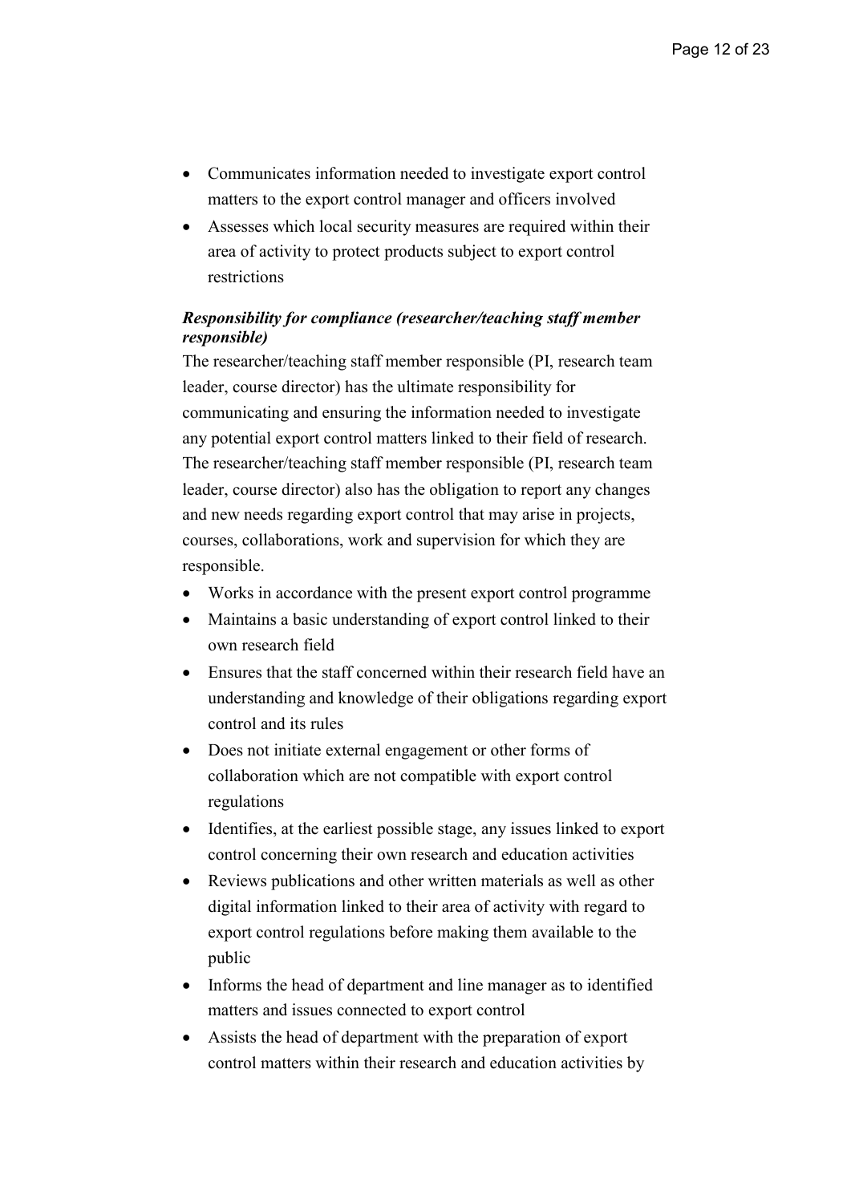- Communicates information needed to investigate export control matters to the export control manager and officers involved
- Assesses which local security measures are required within their area of activity to protect products subject to export control restrictions

***Responsibility for compliance (researcher/teaching staff member responsible)***

The researcher/teaching staff member responsible (PI, research team leader, course director) has the ultimate responsibility for communicating and ensuring the information needed to investigate any potential export control matters linked to their field of research. The researcher/teaching staff member responsible (PI, research team leader, course director) also has the obligation to report any changes and new needs regarding export control that may arise in projects, courses, collaborations, work and supervision for which they are responsible.

- Works in accordance with the present export control programme
- Maintains a basic understanding of export control linked to their own research field
- Ensures that the staff concerned within their research field have an understanding and knowledge of their obligations regarding export control and its rules
- Does not initiate external engagement or other forms of collaboration which are not compatible with export control regulations
- Identifies, at the earliest possible stage, any issues linked to export control concerning their own research and education activities
- Reviews publications and other written materials as well as other digital information linked to their area of activity with regard to export control regulations before making them available to the public
- Informs the head of department and line manager as to identified matters and issues connected to export control
- Assists the head of department with the preparation of export control matters within their research and education activities by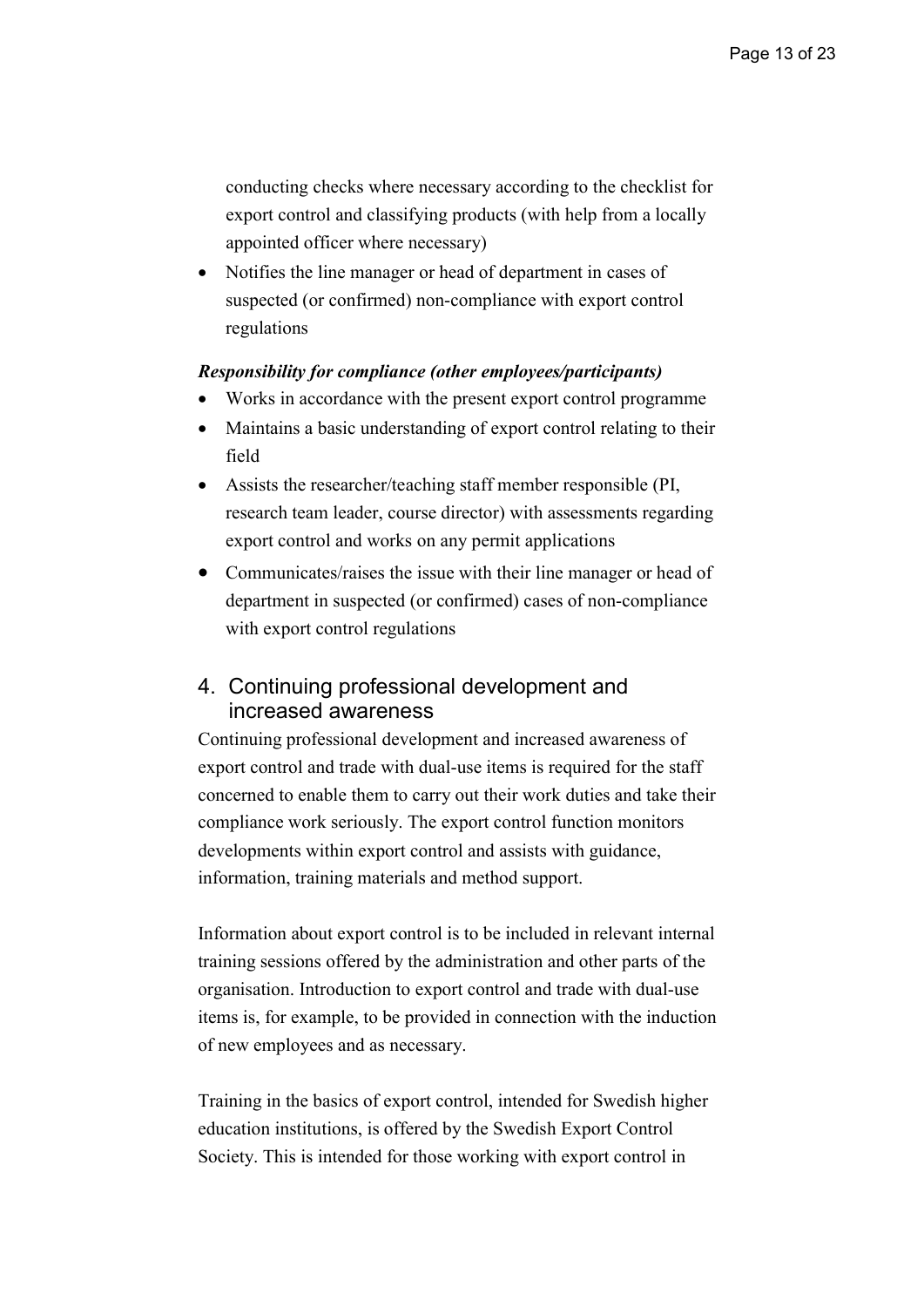conducting checks where necessary according to the checklist for export control and classifying products (with help from a locally appointed officer where necessary)

- Notifies the line manager or head of department in cases of suspected (or confirmed) non-compliance with export control regulations

***Responsibility for compliance (other employees/participants)***

- Works in accordance with the present export control programme
- Maintains a basic understanding of export control relating to their field
- Assists the researcher/teaching staff member responsible (PI, research team leader, course director) with assessments regarding export control and works on any permit applications
- Communicates/raises the issue with their line manager or head of department in suspected (or confirmed) cases of non-compliance with export control regulations

## 4. Continuing professional development and increased awareness

Continuing professional development and increased awareness of export control and trade with dual-use items is required for the staff concerned to enable them to carry out their work duties and take their compliance work seriously. The export control function monitors developments within export control and assists with guidance, information, training materials and method support.

Information about export control is to be included in relevant internal training sessions offered by the administration and other parts of the organisation. Introduction to export control and trade with dual-use items is, for example, to be provided in connection with the induction of new employees and as necessary.

Training in the basics of export control, intended for Swedish higher education institutions, is offered by the Swedish Export Control Society. This is intended for those working with export control in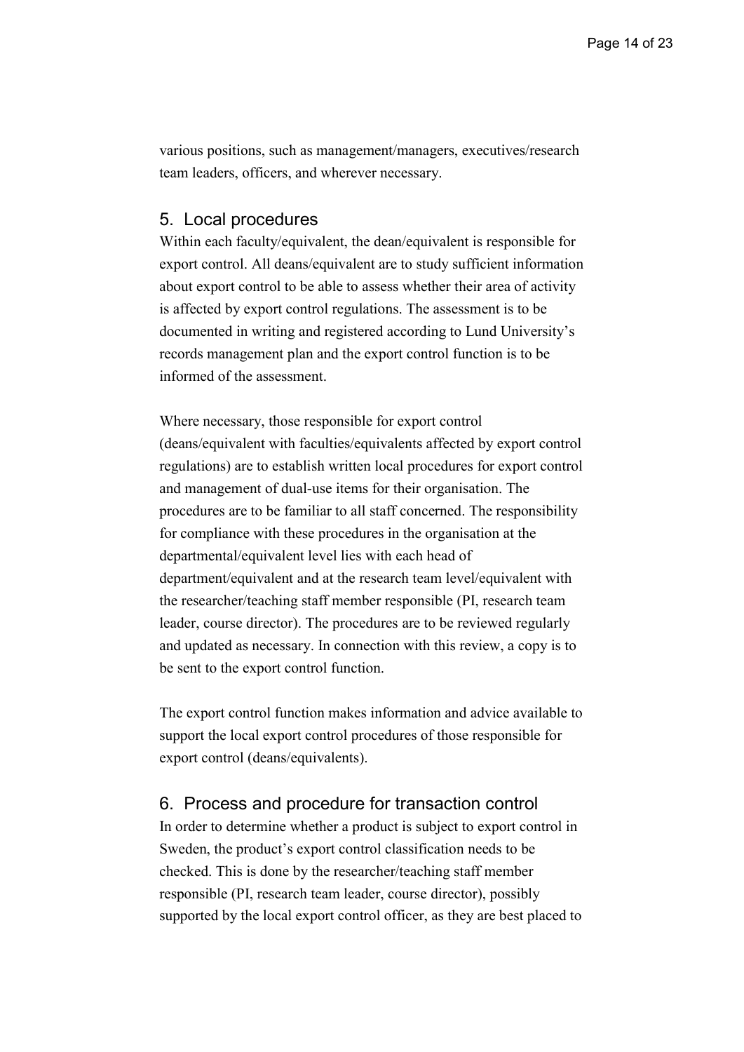various positions, such as management/managers, executives/research team leaders, officers, and wherever necessary.

## 5. Local procedures

Within each faculty/equivalent, the dean/equivalent is responsible for export control. All deans/equivalent are to study sufficient information about export control to be able to assess whether their area of activity is affected by export control regulations. The assessment is to be documented in writing and registered according to Lund University's records management plan and the export control function is to be informed of the assessment.

Where necessary, those responsible for export control (deans/equivalent with faculties/equivalents affected by export control regulations) are to establish written local procedures for export control and management of dual-use items for their organisation. The procedures are to be familiar to all staff concerned. The responsibility for compliance with these procedures in the organisation at the departmental/equivalent level lies with each head of department/equivalent and at the research team level/equivalent with the researcher/teaching staff member responsible (PI, research team leader, course director). The procedures are to be reviewed regularly and updated as necessary. In connection with this review, a copy is to be sent to the export control function.

The export control function makes information and advice available to support the local export control procedures of those responsible for export control (deans/equivalents).

## 6. Process and procedure for transaction control

In order to determine whether a product is subject to export control in Sweden, the product's export control classification needs to be checked. This is done by the researcher/teaching staff member responsible (PI, research team leader, course director), possibly supported by the local export control officer, as they are best placed to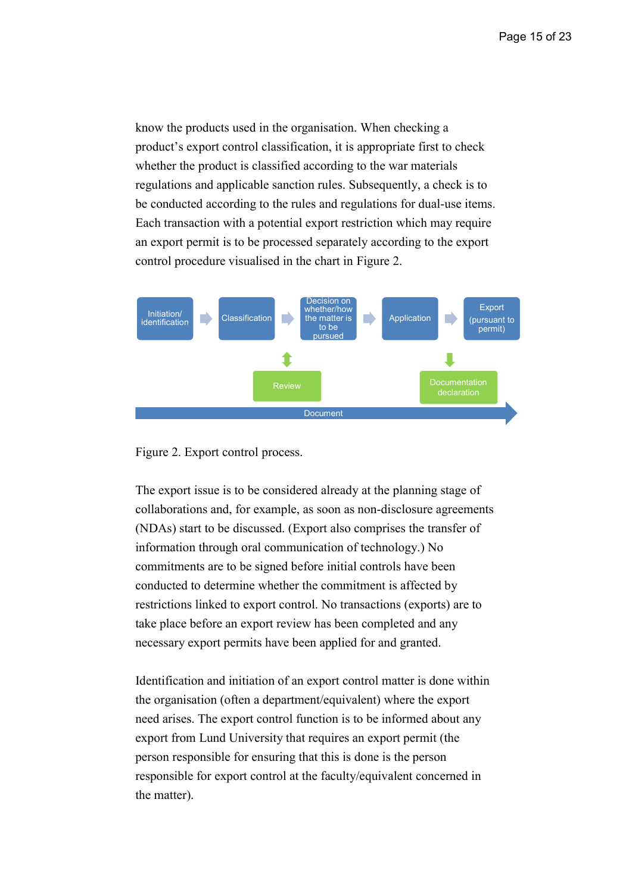know the products used in the organisation. When checking a product's export control classification, it is appropriate first to check whether the product is classified according to the war materials regulations and applicable sanction rules. Subsequently, a check is to be conducted according to the rules and regulations for dual-use items. Each transaction with a potential export restriction which may require an export permit is to be processed separately according to the export control procedure visualised in the chart in Figure 2.

Figure 2. Export control process.

The export issue is to be considered already at the planning stage of collaborations and, for example, as soon as non-disclosure agreements (NDAs) start to be discussed. (Export also comprises the transfer of information through oral communication of technology.) No commitments are to be signed before initial controls have been conducted to determine whether the commitment is affected by restrictions linked to export control. No transactions (exports) are to take place before an export review has been completed and any necessary export permits have been applied for and granted.

Identification and initiation of an export control matter is done within the organisation (often a department/equivalent) where the export need arises. The export control function is to be informed about any export from Lund University that requires an export permit (the person responsible for ensuring that this is done is the person responsible for export control at the faculty/equivalent concerned in the matter).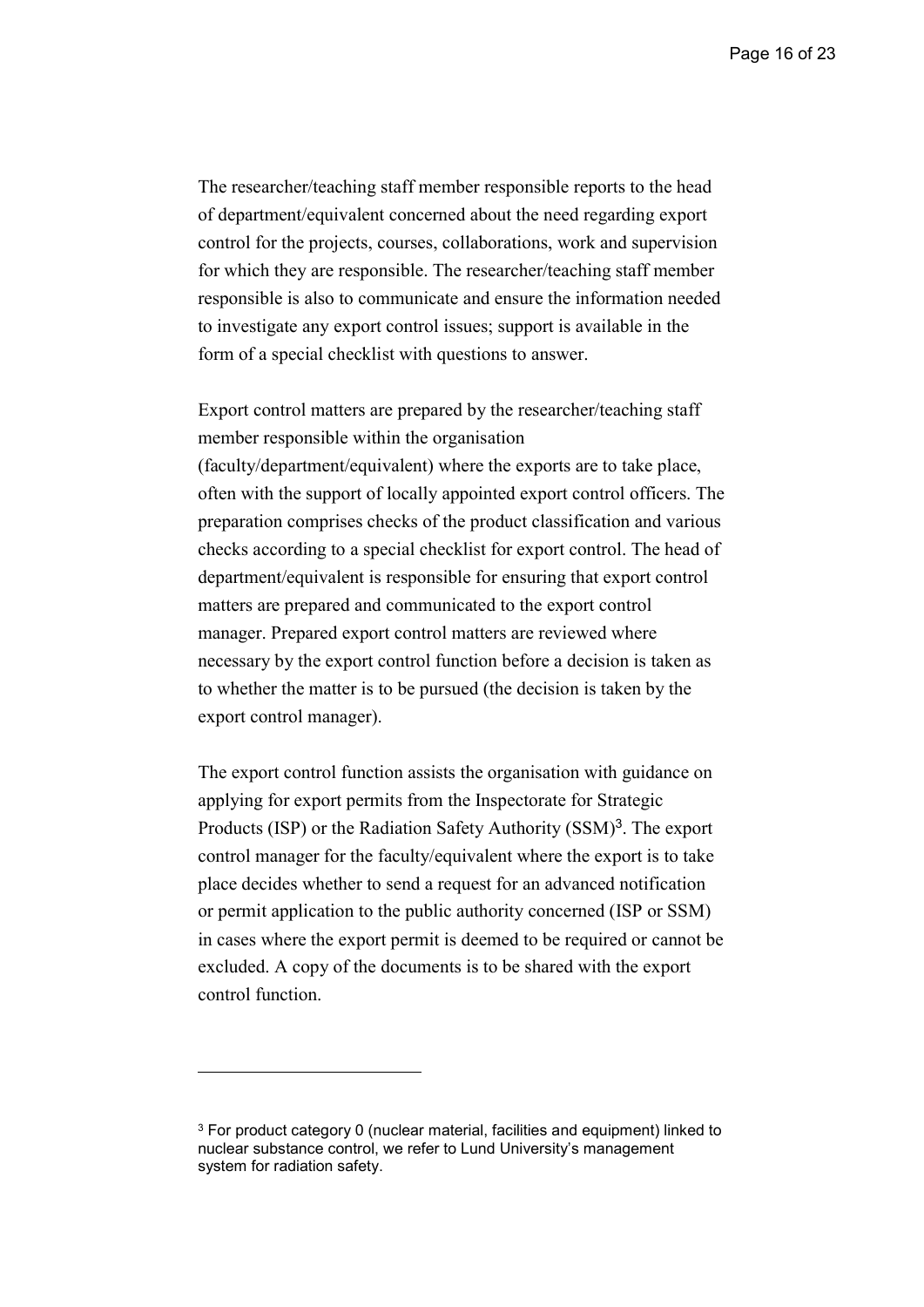The researcher/teaching staff member responsible reports to the head of department/equivalent concerned about the need regarding export control for the projects, courses, collaborations, work and supervision for which they are responsible. The researcher/teaching staff member responsible is also to communicate and ensure the information needed to investigate any export control issues; support is available in the form of a special checklist with questions to answer.

Export control matters are prepared by the researcher/teaching staff member responsible within the organisation (faculty/department/equivalent) where the exports are to take place, often with the support of locally appointed export control officers. The preparation comprises checks of the product classification and various checks according to a special checklist for export control. The head of department/equivalent is responsible for ensuring that export control matters are prepared and communicated to the export control manager. Prepared export control matters are reviewed where necessary by the export control function before a decision is taken as to whether the matter is to be pursued (the decision is taken by the export control manager).

The export control function assists the organisation with guidance on applying for export permits from the Inspectorate for Strategic Products (ISP) or the Radiation Safety Authority (SSM)[3]. The export control manager for the faculty/equivalent where the export is to take place decides whether to send a request for an advanced notification or permit application to the public authority concerned (ISP or SSM) in cases where the export permit is deemed to be required or cannot be excluded. A copy of the documents is to be shared with the export control function.

---

[3] For product category 0 (nuclear material, facilities and equipment) linked to nuclear substance control, we refer to Lund University's management system for radiation safety.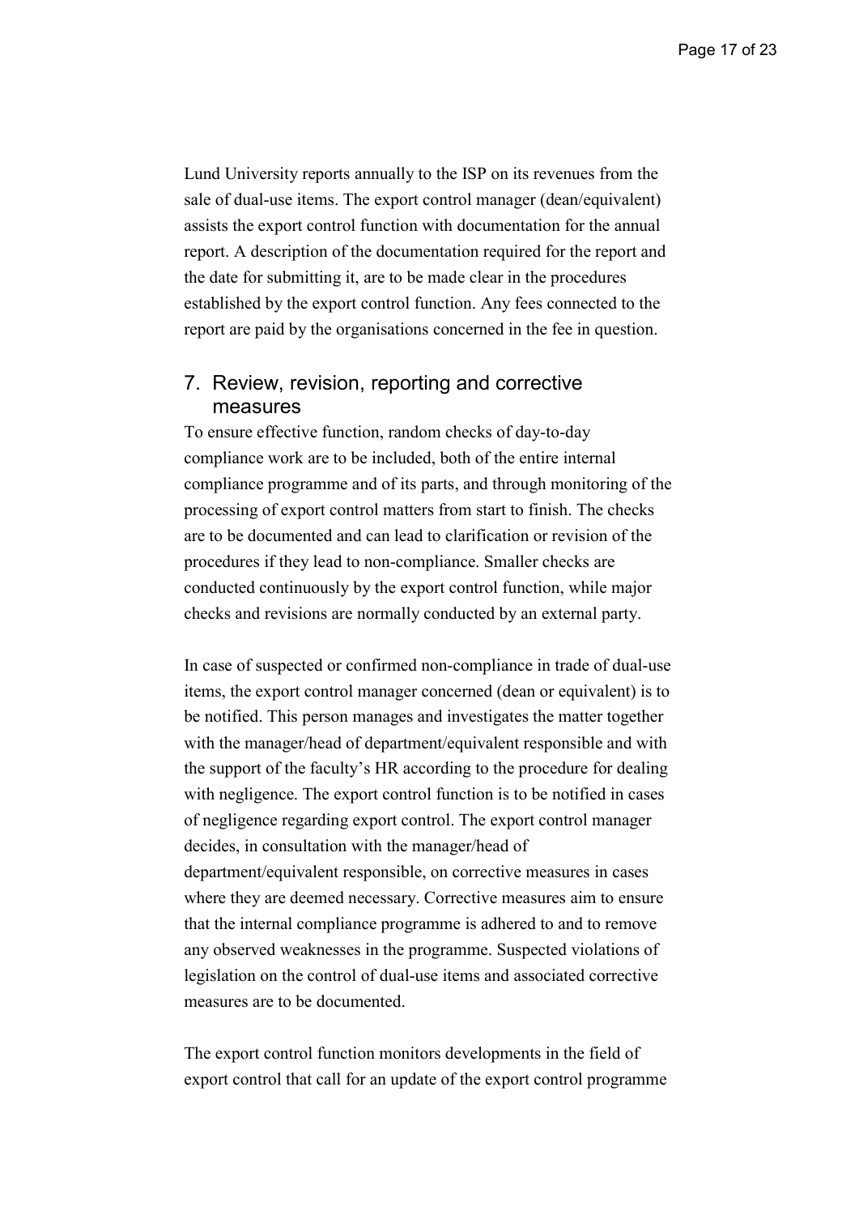Lund University reports annually to the ISP on its revenues from the sale of dual-use items. The export control manager (dean/equivalent) assists the export control function with documentation for the annual report. A description of the documentation required for the report and the date for submitting it, are to be made clear in the procedures established by the export control function. Any fees connected to the report are paid by the organisations concerned in the fee in question.

## 7. Review, revision, reporting and corrective measures

To ensure effective function, random checks of day-to-day compliance work are to be included, both of the entire internal compliance programme and of its parts, and through monitoring of the processing of export control matters from start to finish. The checks are to be documented and can lead to clarification or revision of the procedures if they lead to non-compliance. Smaller checks are conducted continuously by the export control function, while major checks and revisions are normally conducted by an external party.

In case of suspected or confirmed non-compliance in trade of dual-use items, the export control manager concerned (dean or equivalent) is to be notified. This person manages and investigates the matter together with the manager/head of department/equivalent responsible and with the support of the faculty's HR according to the procedure for dealing with negligence. The export control function is to be notified in cases of negligence regarding export control. The export control manager decides, in consultation with the manager/head of department/equivalent responsible, on corrective measures in cases where they are deemed necessary. Corrective measures aim to ensure that the internal compliance programme is adhered to and to remove any observed weaknesses in the programme. Suspected violations of legislation on the control of dual-use items and associated corrective measures are to be documented.

The export control function monitors developments in the field of export control that call for an update of the export control programme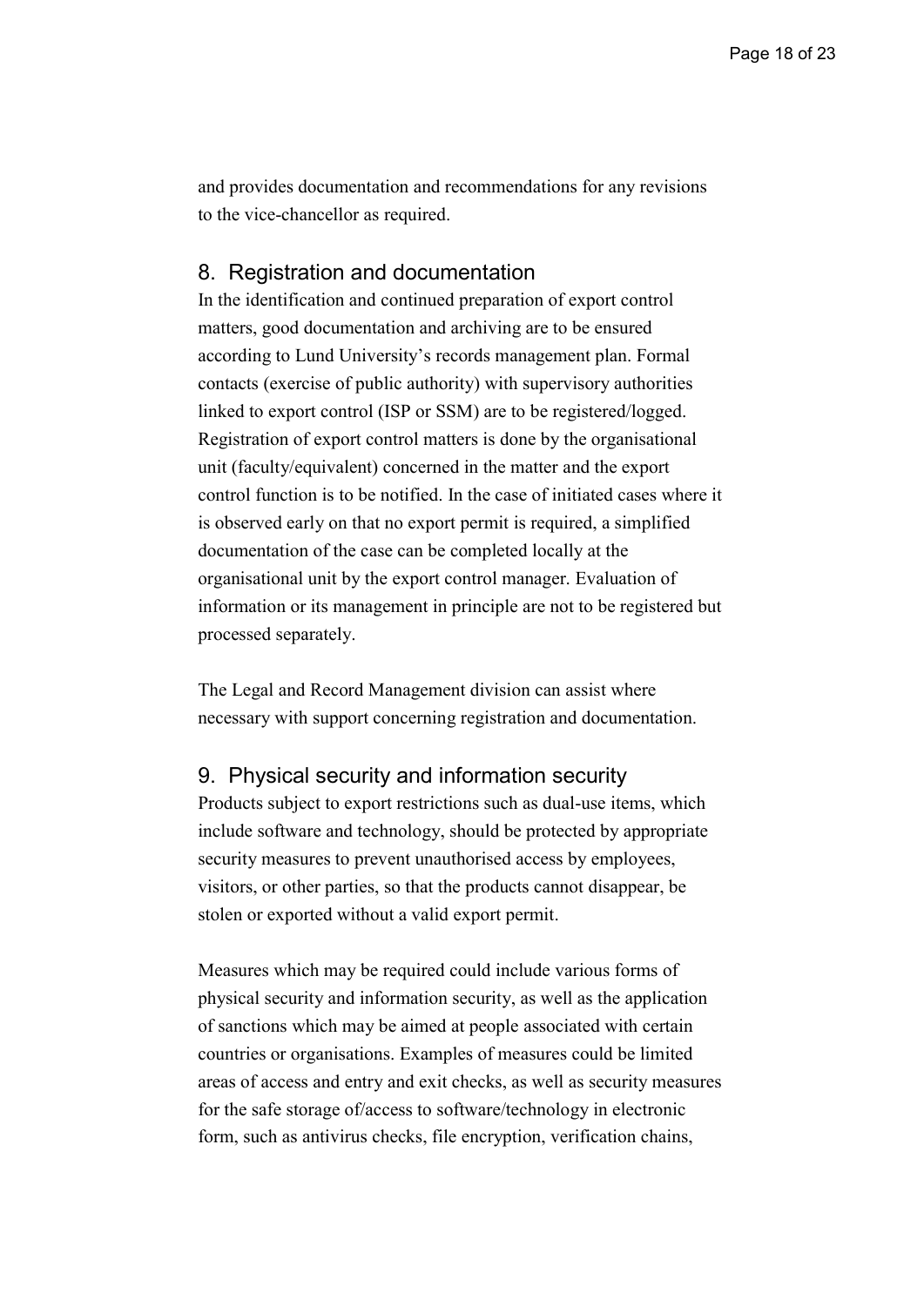and provides documentation and recommendations for any revisions to the vice-chancellor as required.

## 8. Registration and documentation

In the identification and continued preparation of export control matters, good documentation and archiving are to be ensured according to Lund University's records management plan. Formal contacts (exercise of public authority) with supervisory authorities linked to export control (ISP or SSM) are to be registered/logged. Registration of export control matters is done by the organisational unit (faculty/equivalent) concerned in the matter and the export control function is to be notified. In the case of initiated cases where it is observed early on that no export permit is required, a simplified documentation of the case can be completed locally at the organisational unit by the export control manager. Evaluation of information or its management in principle are not to be registered but processed separately.

The Legal and Record Management division can assist where necessary with support concerning registration and documentation.

## 9. Physical security and information security

Products subject to export restrictions such as dual-use items, which include software and technology, should be protected by appropriate security measures to prevent unauthorised access by employees, visitors, or other parties, so that the products cannot disappear, be stolen or exported without a valid export permit.

Measures which may be required could include various forms of physical security and information security, as well as the application of sanctions which may be aimed at people associated with certain countries or organisations. Examples of measures could be limited areas of access and entry and exit checks, as well as security measures for the safe storage of/access to software/technology in electronic form, such as antivirus checks, file encryption, verification chains,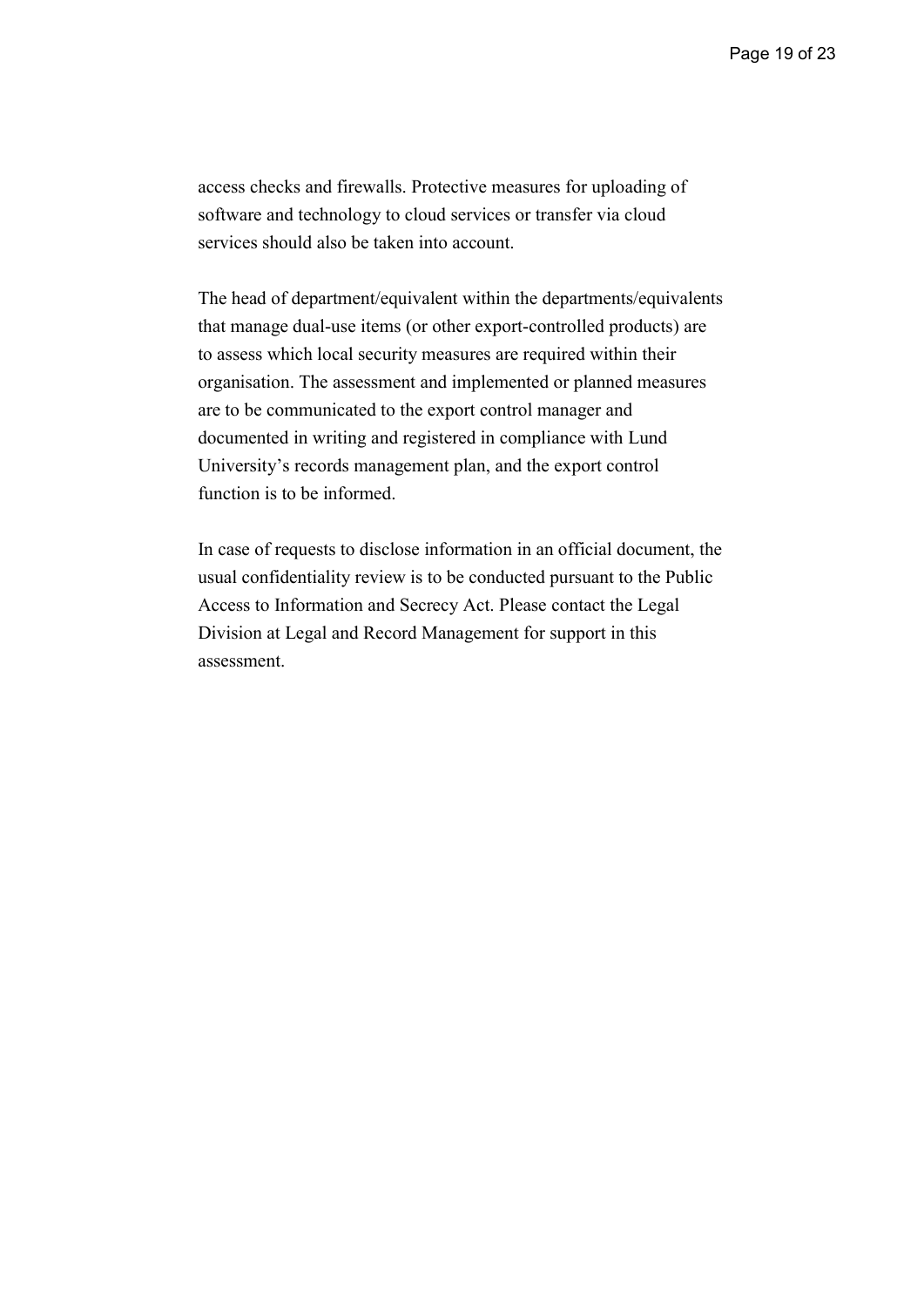access checks and firewalls. Protective measures for uploading of software and technology to cloud services or transfer via cloud services should also be taken into account.

The head of department/equivalent within the departments/equivalents that manage dual-use items (or other export-controlled products) are to assess which local security measures are required within their organisation. The assessment and implemented or planned measures are to be communicated to the export control manager and documented in writing and registered in compliance with Lund University's records management plan, and the export control function is to be informed.

In case of requests to disclose information in an official document, the usual confidentiality review is to be conducted pursuant to the Public Access to Information and Secrecy Act. Please contact the Legal Division at Legal and Record Management for support in this assessment.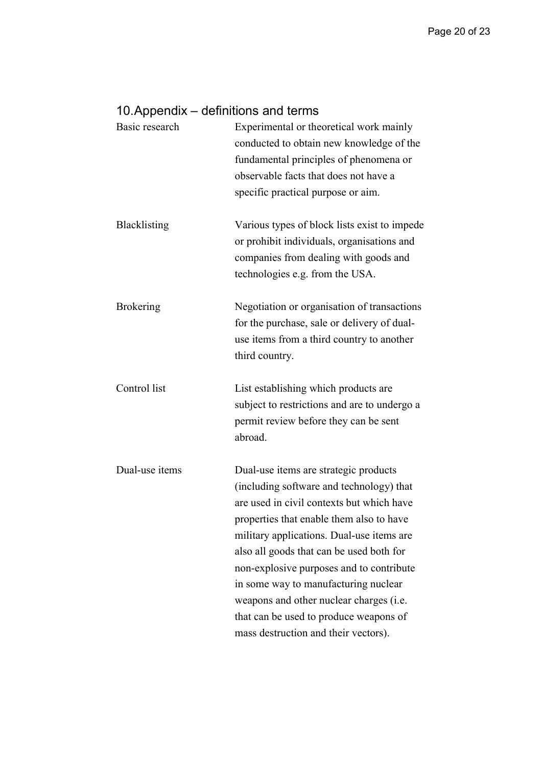## 10. Appendix – definitions and terms

| | |
|---|---|
| Basic research | Experimental or theoretical work mainly conducted to obtain new knowledge of the fundamental principles of phenomena or observable facts that does not have a specific practical purpose or aim. |
| Blacklisting | Various types of block lists exist to impede or prohibit individuals, organisations and companies from dealing with goods and technologies e.g. from the USA. |
| Brokering | Negotiation or organisation of transactions for the purchase, sale or delivery of dual-use items from a third country to another third country. |
| Control list | List establishing which products are subject to restrictions and are to undergo a permit review before they can be sent abroad. |
| Dual-use items | Dual-use items are strategic products (including software and technology) that are used in civil contexts but which have properties that enable them also to have military applications. Dual-use items are also all goods that can be used both for non-explosive purposes and to contribute in some way to manufacturing nuclear weapons and other nuclear charges (i.e. that can be used to produce weapons of mass destruction and their vectors). |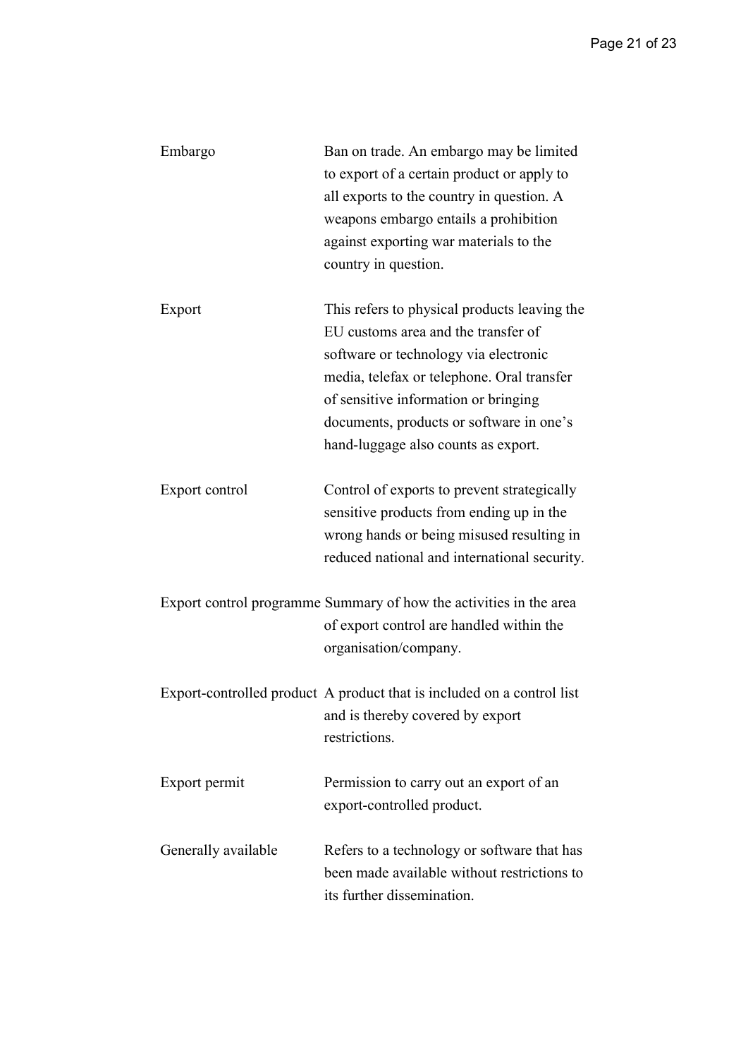| | |
|---|---|
| Embargo | Ban on trade. An embargo may be limited to export of a certain product or apply to all exports to the country in question. A weapons embargo entails a prohibition against exporting war materials to the country in question. |
| Export | This refers to physical products leaving the EU customs area and the transfer of software or technology via electronic media, telefax or telephone. Oral transfer of sensitive information or bringing documents, products or software in one's hand-luggage also counts as export. |
| Export control | Control of exports to prevent strategically sensitive products from ending up in the wrong hands or being misused resulting in reduced national and international security. |
| Export control programme | Summary of how the activities in the area of export control are handled within the organisation/company. |
| Export-controlled product | A product that is included on a control list and is thereby covered by export restrictions. |
| Export permit | Permission to carry out an export of an export-controlled product. |
| Generally available | Refers to a technology or software that has been made available without restrictions to its further dissemination. |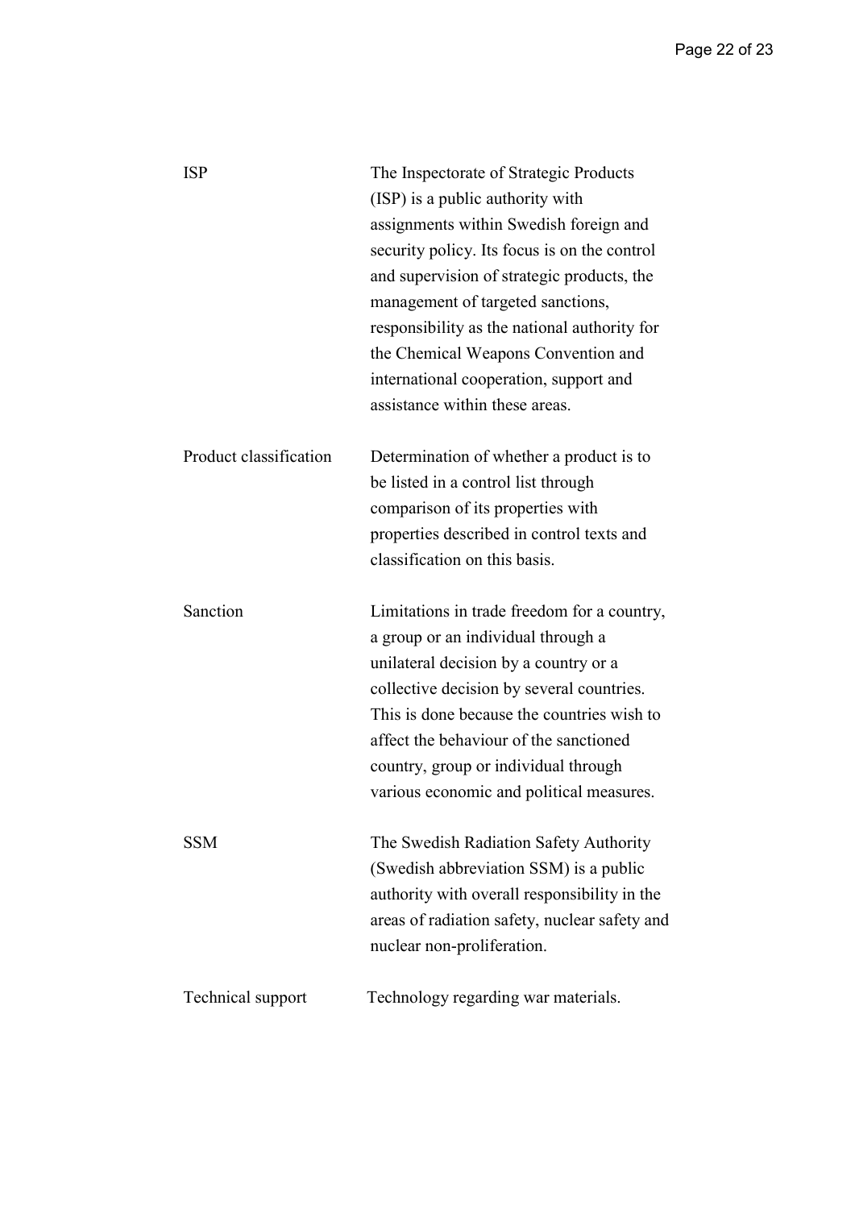| | |
|---|---|
| ISP | The Inspectorate of Strategic Products (ISP) is a public authority with assignments within Swedish foreign and security policy. Its focus is on the control and supervision of strategic products, the management of targeted sanctions, responsibility as the national authority for the Chemical Weapons Convention and international cooperation, support and assistance within these areas. |
| Product classification | Determination of whether a product is to be listed in a control list through comparison of its properties with properties described in control texts and classification on this basis. |
| Sanction | Limitations in trade freedom for a country, a group or an individual through a unilateral decision by a country or a collective decision by several countries. This is done because the countries wish to affect the behaviour of the sanctioned country, group or individual through various economic and political measures. |
| SSM | The Swedish Radiation Safety Authority (Swedish abbreviation SSM) is a public authority with overall responsibility in the areas of radiation safety, nuclear safety and nuclear non-proliferation. |
| Technical support | Technology regarding war materials. |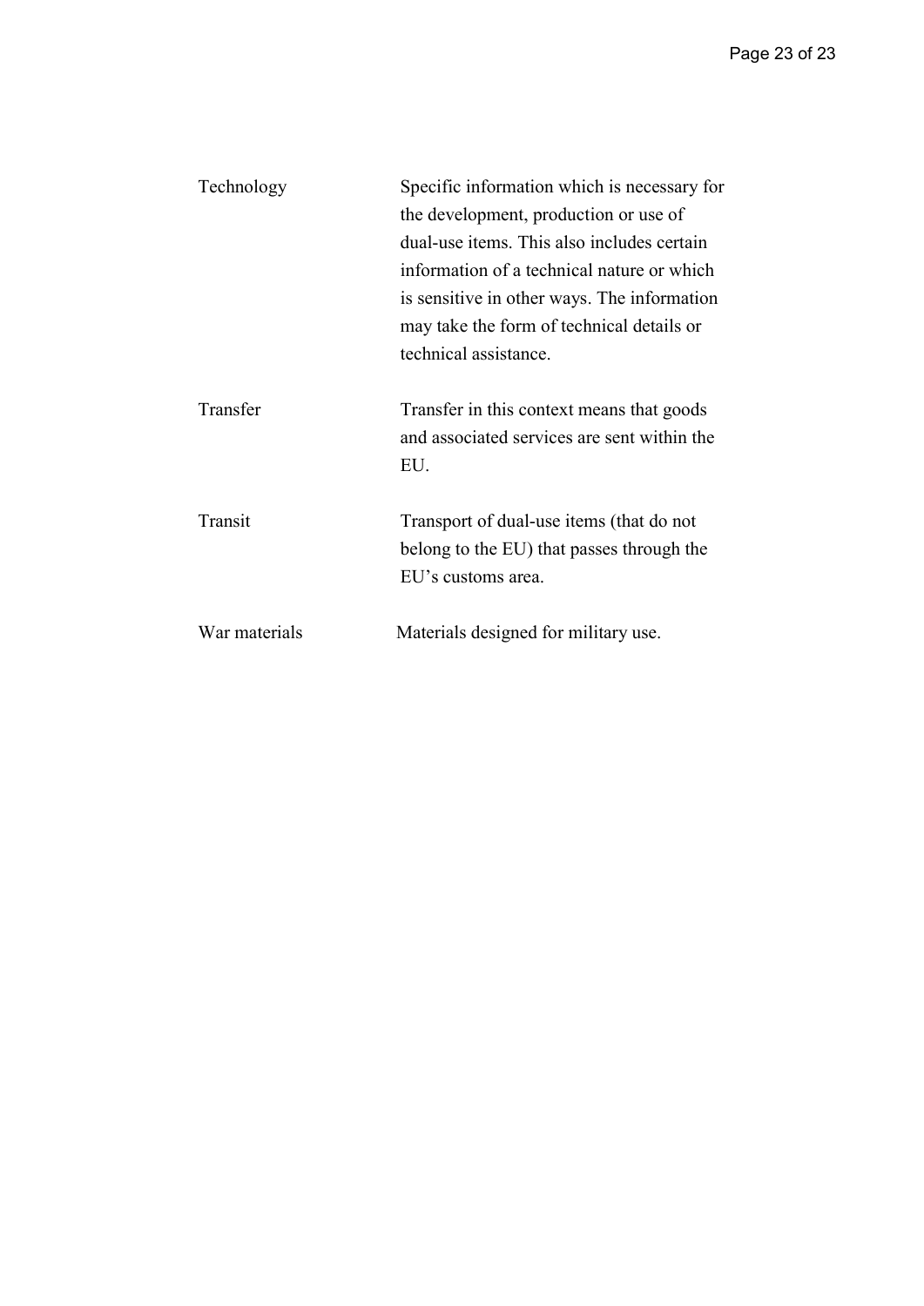| | |
|---|---|
| Technology | Specific information which is necessary for the development, production or use of dual-use items. This also includes certain information of a technical nature or which is sensitive in other ways. The information may take the form of technical details or technical assistance. |
| Transfer | Transfer in this context means that goods and associated services are sent within the EU. |
| Transit | Transport of dual-use items (that do not belong to the EU) that passes through the EU's customs area. |
| War materials | Materials designed for military use. |